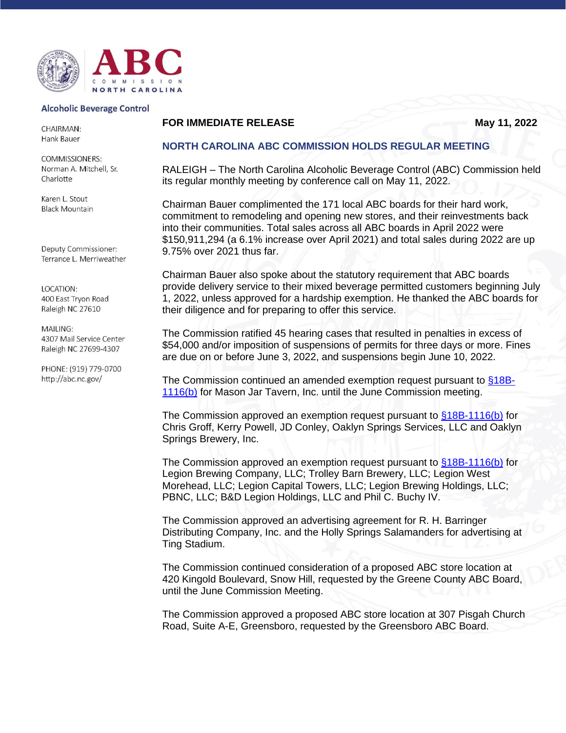# ABC

COMMISSION NORTH CAROLINA

**Alcoholic Beverage Control**

CHAIRMAN:
Hank Bauer

COMMISSIONERS:
Norman A. Mitchell, Sr.
Charlotte

Karen L. Stout
Black Mountain

Deputy Commissioner:
Terrance L. Merriweather

LOCATION:
400 East Tryon Road
Raleigh NC 27610

MAILING:
4307 Mail Service Center
Raleigh NC 27699-4307

PHONE: (919) 779-0700
http://abc.nc.gov/

**FOR IMMEDIATE RELEASE** **May 11, 2022**

## NORTH CAROLINA ABC COMMISSION HOLDS REGULAR MEETING

RALEIGH – The North Carolina Alcoholic Beverage Control (ABC) Commission held its regular monthly meeting by conference call on May 11, 2022.

Chairman Bauer complimented the 171 local ABC boards for their hard work, commitment to remodeling and opening new stores, and their reinvestments back into their communities. Total sales across all ABC boards in April 2022 were $150,911,294 (a 6.1% increase over April 2021) and total sales during 2022 are up 9.75% over 2021 thus far.

Chairman Bauer also spoke about the statutory requirement that ABC boards provide delivery service to their mixed beverage permitted customers beginning July 1, 2022, unless approved for a hardship exemption. He thanked the ABC boards for their diligence and for preparing to offer this service.

The Commission ratified 45 hearing cases that resulted in penalties in excess of $54,000 and/or imposition of suspensions of permits for three days or more. Fines are due on or before June 3, 2022, and suspensions begin June 10, 2022.

The Commission continued an amended exemption request pursuant to §18B-1116(b) for Mason Jar Tavern, Inc. until the June Commission meeting.

The Commission approved an exemption request pursuant to §18B-1116(b) for Chris Groff, Kerry Powell, JD Conley, Oaklyn Springs Services, LLC and Oaklyn Springs Brewery, Inc.

The Commission approved an exemption request pursuant to §18B-1116(b) for Legion Brewing Company, LLC; Trolley Barn Brewery, LLC; Legion West Morehead, LLC; Legion Capital Towers, LLC; Legion Brewing Holdings, LLC; PBNC, LLC; B&D Legion Holdings, LLC and Phil C. Buchy IV.

The Commission approved an advertising agreement for R. H. Barringer Distributing Company, Inc. and the Holly Springs Salamanders for advertising at Ting Stadium.

The Commission continued consideration of a proposed ABC store location at 420 Kingold Boulevard, Snow Hill, requested by the Greene County ABC Board, until the June Commission Meeting.

The Commission approved a proposed ABC store location at 307 Pisgah Church Road, Suite A-E, Greensboro, requested by the Greensboro ABC Board.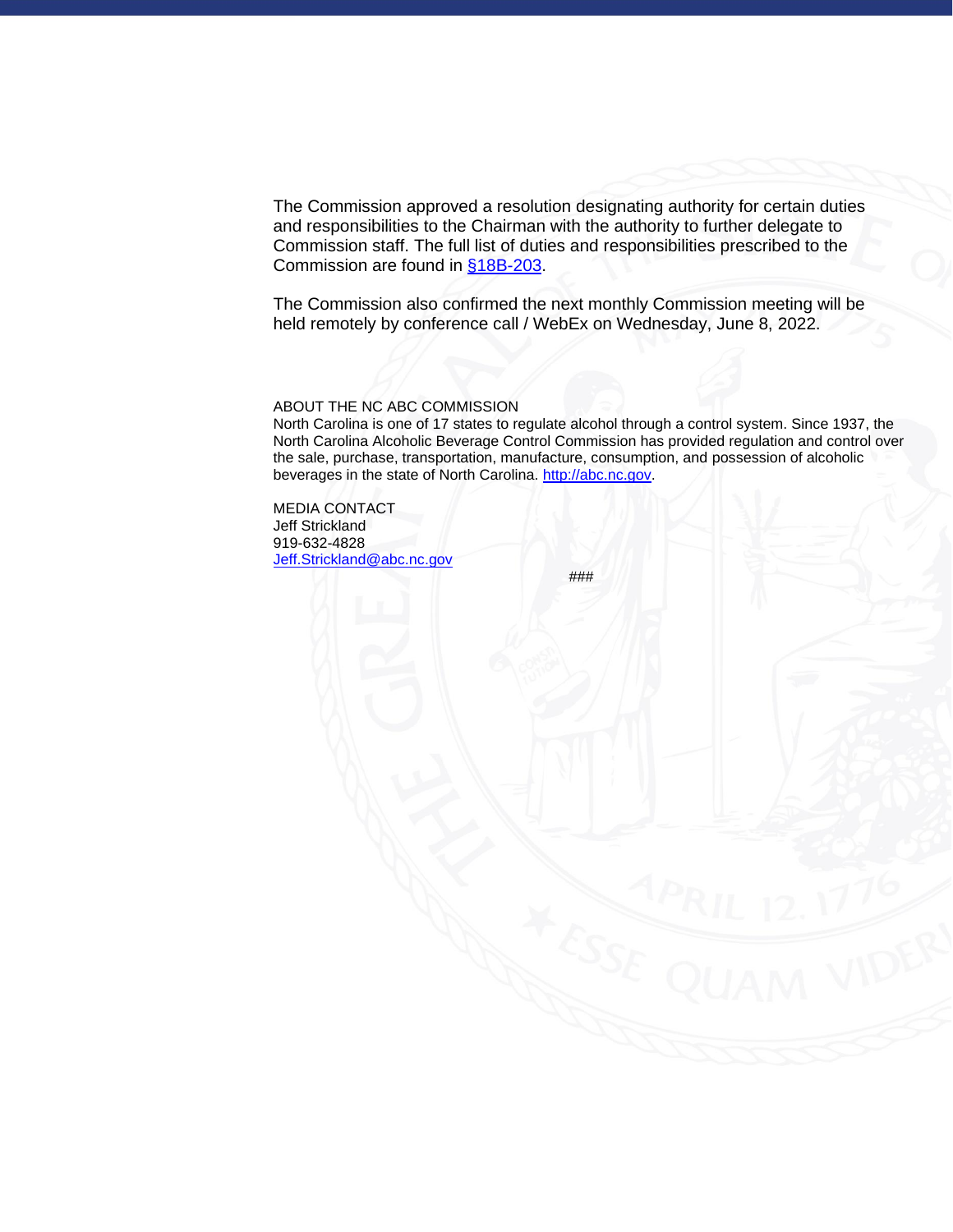The Commission approved a resolution designating authority for certain duties and responsibilities to the Chairman with the authority to further delegate to Commission staff. The full list of duties and responsibilities prescribed to the Commission are found in [§18B-203](https://www.ncleg.gov/EnactedLegislation/Statutes/HTML/BySection/Chapter_18B/GS_18B-203.html).

The Commission also confirmed the next monthly Commission meeting will be held remotely by conference call / WebEx on Wednesday, June 8, 2022.

ABOUT THE NC ABC COMMISSION
North Carolina is one of 17 states to regulate alcohol through a control system. Since 1937, the North Carolina Alcoholic Beverage Control Commission has provided regulation and control over the sale, purchase, transportation, manufacture, consumption, and possession of alcoholic beverages in the state of North Carolina. http://abc.nc.gov.

MEDIA CONTACT
Jeff Strickland
919-632-4828
Jeff.Strickland@abc.nc.gov

###